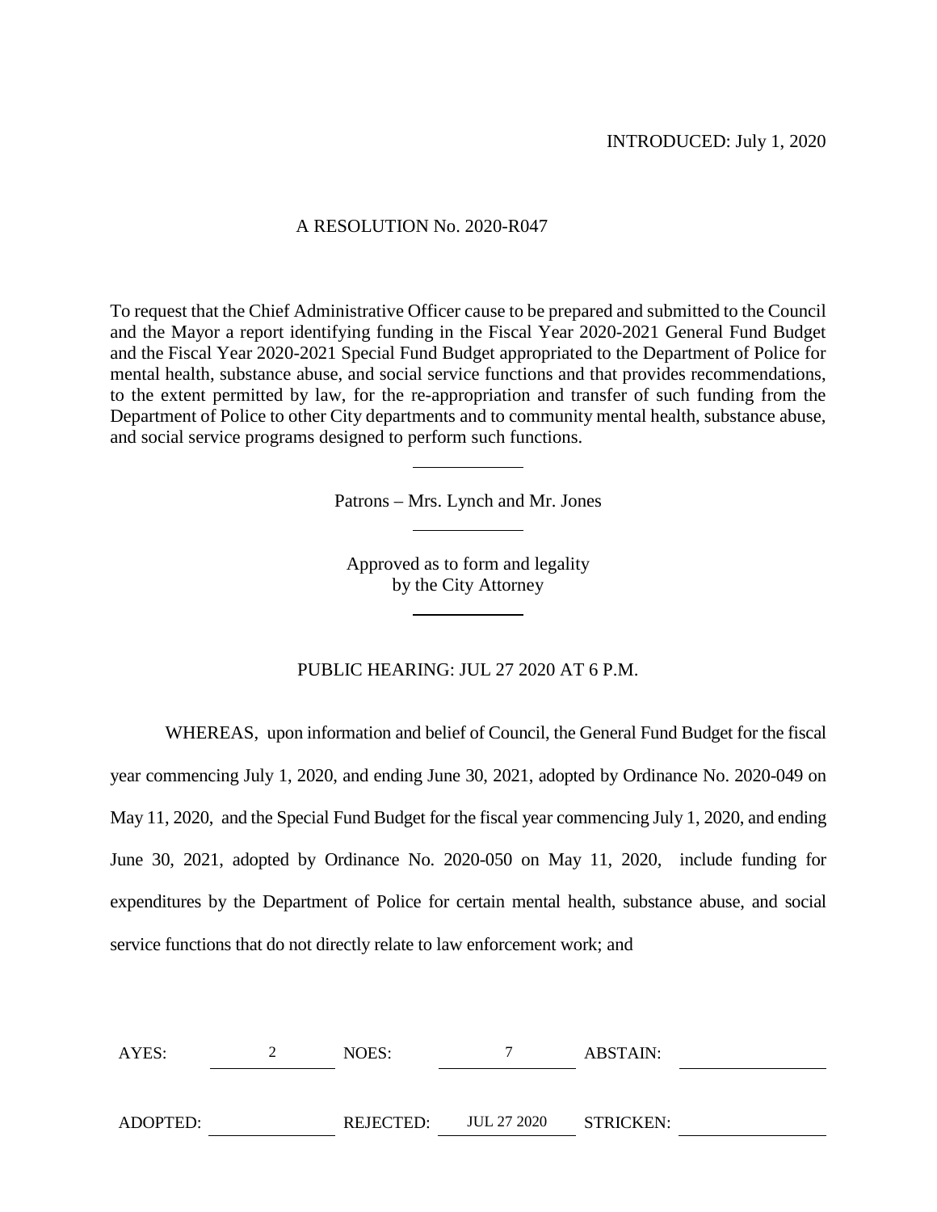INTRODUCED: July 1, 2020

A RESOLUTION No. 2020-R047

To request that the Chief Administrative Officer cause to be prepared and submitted to the Council and the Mayor a report identifying funding in the Fiscal Year 2020-2021 General Fund Budget and the Fiscal Year 2020-2021 Special Fund Budget appropriated to the Department of Police for mental health, substance abuse, and social service functions and that provides recommendations, to the extent permitted by law, for the re-appropriation and transfer of such funding from the Department of Police to other City departments and to community mental health, substance abuse, and social service programs designed to perform such functions.

---

Patrons – Mrs. Lynch and Mr. Jones

---

Approved as to form and legality
by the City Attorney

---

PUBLIC HEARING: JUL 27 2020 AT 6 P.M.

WHEREAS, upon information and belief of Council, the General Fund Budget for the fiscal year commencing July 1, 2020, and ending June 30, 2021, adopted by Ordinance No. 2020-049 on May 11, 2020, and the Special Fund Budget for the fiscal year commencing July 1, 2020, and ending June 30, 2021, adopted by Ordinance No. 2020-050 on May 11, 2020, include funding for expenditures by the Department of Police for certain mental health, substance abuse, and social service functions that do not directly relate to law enforcement work; and

| AYES: | 2 | NOES: | 7 | ABSTAIN: | |
|---|---|---|---|---|---|
| ADOPTED: | | REJECTED: | JUL 27 2020 | STRICKEN: | |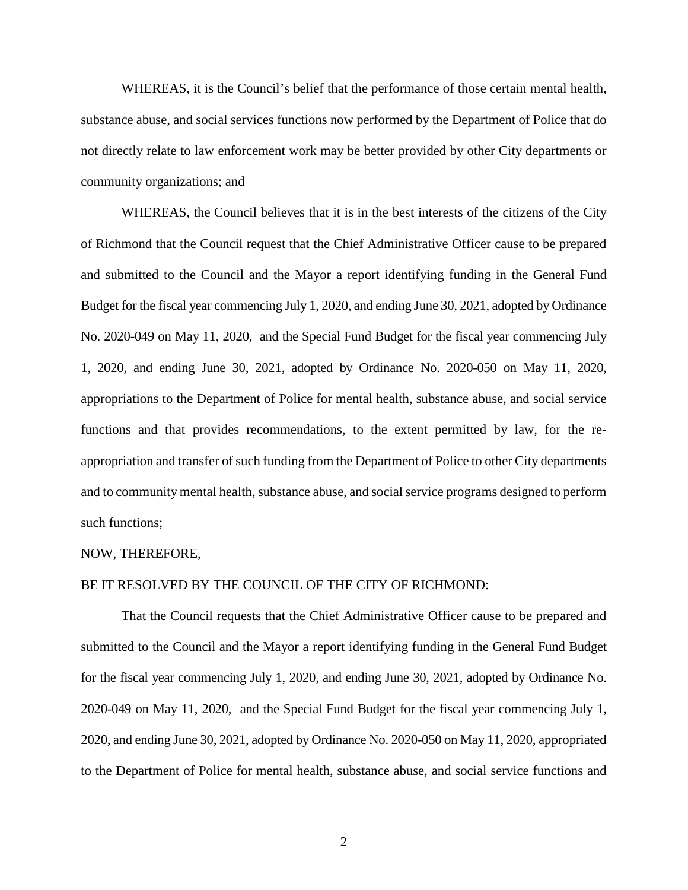WHEREAS, it is the Council's belief that the performance of those certain mental health, substance abuse, and social services functions now performed by the Department of Police that do not directly relate to law enforcement work may be better provided by other City departments or community organizations; and

WHEREAS, the Council believes that it is in the best interests of the citizens of the City of Richmond that the Council request that the Chief Administrative Officer cause to be prepared and submitted to the Council and the Mayor a report identifying funding in the General Fund Budget for the fiscal year commencing July 1, 2020, and ending June 30, 2021, adopted by Ordinance No. 2020-049 on May 11, 2020, and the Special Fund Budget for the fiscal year commencing July 1, 2020, and ending June 30, 2021, adopted by Ordinance No. 2020-050 on May 11, 2020, appropriations to the Department of Police for mental health, substance abuse, and social service functions and that provides recommendations, to the extent permitted by law, for the re-appropriation and transfer of such funding from the Department of Police to other City departments and to community mental health, substance abuse, and social service programs designed to perform such functions;

NOW, THEREFORE,

BE IT RESOLVED BY THE COUNCIL OF THE CITY OF RICHMOND:

That the Council requests that the Chief Administrative Officer cause to be prepared and submitted to the Council and the Mayor a report identifying funding in the General Fund Budget for the fiscal year commencing July 1, 2020, and ending June 30, 2021, adopted by Ordinance No. 2020-049 on May 11, 2020, and the Special Fund Budget for the fiscal year commencing July 1, 2020, and ending June 30, 2021, adopted by Ordinance No. 2020-050 on May 11, 2020, appropriated to the Department of Police for mental health, substance abuse, and social service functions and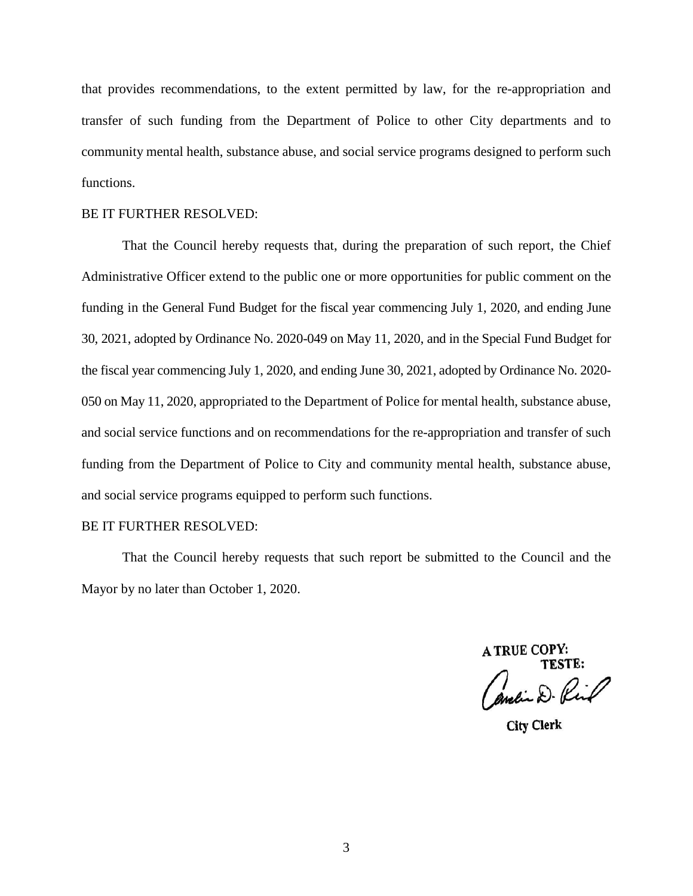that provides recommendations, to the extent permitted by law, for the re-appropriation and transfer of such funding from the Department of Police to other City departments and to community mental health, substance abuse, and social service programs designed to perform such functions.

BE IT FURTHER RESOLVED:

That the Council hereby requests that, during the preparation of such report, the Chief Administrative Officer extend to the public one or more opportunities for public comment on the funding in the General Fund Budget for the fiscal year commencing July 1, 2020, and ending June 30, 2021, adopted by Ordinance No. 2020-049 on May 11, 2020, and in the Special Fund Budget for the fiscal year commencing July 1, 2020, and ending June 30, 2021, adopted by Ordinance No. 2020-050 on May 11, 2020, appropriated to the Department of Police for mental health, substance abuse, and social service functions and on recommendations for the re-appropriation and transfer of such funding from the Department of Police to City and community mental health, substance abuse, and social service programs equipped to perform such functions.

BE IT FURTHER RESOLVED:

That the Council hereby requests that such report be submitted to the Council and the Mayor by no later than October 1, 2020.

A TRUE COPY:
TESTE:

City Clerk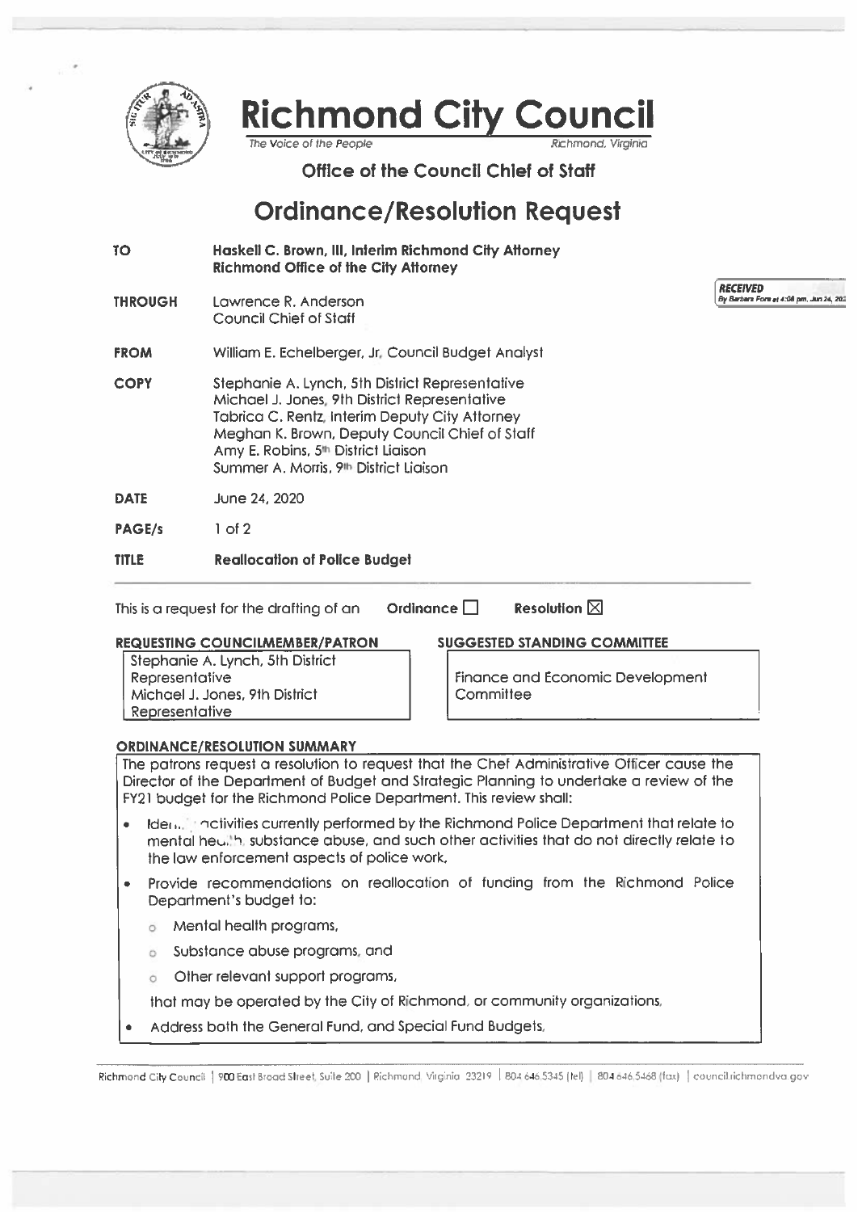# Richmond City Council

*The Voice of the People* — *Richmond, Virginia*

**Office of the Council Chief of Staff**

## Ordinance/Resolution Request

**RECEIVED** *By Barbara Fore at 4:08 pm, Jun 24, 202*

| | |
|---|---|
| **TO** | **Haskell C. Brown, III, Interim Richmond City Attorney**<br>**Richmond Office of the City Attorney** |
| **THROUGH** | Lawrence R. Anderson<br>Council Chief of Staff |
| **FROM** | William E. Echelberger, Jr. Council Budget Analyst |
| **COPY** | Stephanie A. Lynch, 5th District Representative<br>Michael J. Jones, 9th District Representative<br>Tabrica C. Rentz, Interim Deputy City Attorney<br>Meghan K. Brown, Deputy Council Chief of Staff<br>Amy E. Robins, 5th District Liaison<br>Summer A. Morris, 9th District Liaison |
| **DATE** | June 24, 2020 |
| **PAGE/s** | 1 of 2 |
| **TITLE** | **Reallocation of Police Budget** |

This is a request for the drafting of an **Ordinance** ☐ **Resolution** ☒

**REQUESTING COUNCILMEMBER/PATRON**

Stephanie A. Lynch, 5th District Representative
Michael J. Jones, 9th District Representative

**SUGGESTED STANDING COMMITTEE**

Finance and Economic Development Committee

**ORDINANCE/RESOLUTION SUMMARY**

The patrons request a resolution to request that the Chief Administrative Officer cause the Director of the Department of Budget and Strategic Planning to undertake a review of the FY21 budget for the Richmond Police Department. This review shall:

- Identify activities currently performed by the Richmond Police Department that relate to mental health, substance abuse, and such other activities that do not directly relate to the law enforcement aspects of police work,
- Provide recommendations on reallocation of funding from the Richmond Police Department's budget to:
  - Mental health programs,
  - Substance abuse programs, and
  - Other relevant support programs,

  that may be operated by the City of Richmond, or community organizations,
- Address both the General Fund, and Special Fund Budgets,

Richmond City Council | 900 East Broad Street, Suite 200 | Richmond, Virginia 23219 | 804.646.5345 (tel) | 804.646.5468 (fax) | council.richmondva.gov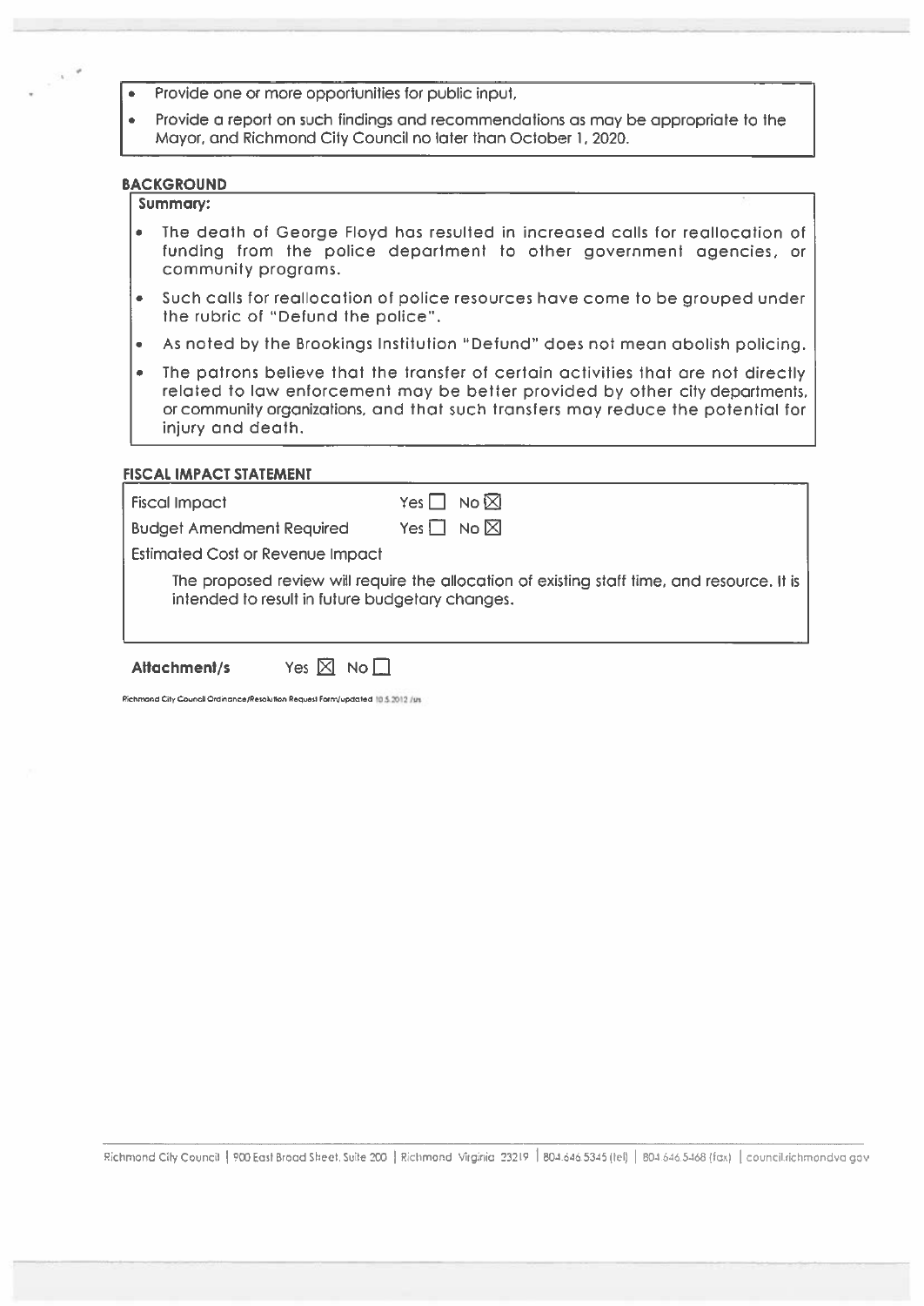- Provide one or more opportunities for public input,
- Provide a report on such findings and recommendations as may be appropriate to the Mayor, and Richmond City Council no later than October 1, 2020.

## BACKGROUND

**Summary:**

- The death of George Floyd has resulted in increased calls for reallocation of funding from the police department to other government agencies, or community programs.
- Such calls for reallocation of police resources have come to be grouped under the rubric of "Defund the police".
- As noted by the Brookings Institution "Defund" does not mean abolish policing.
- The patrons believe that the transfer of certain activities that are not directly related to law enforcement may be better provided by other city departments, or community organizations, and that such transfers may reduce the potential for injury and death.

## FISCAL IMPACT STATEMENT

| | |
|---|---|
| Fiscal Impact | Yes ☐ No ☒ |
| Budget Amendment Required | Yes ☐ No ☒ |

Estimated Cost or Revenue Impact

The proposed review will require the allocation of existing staff time, and resource. It is intended to result in future budgetary changes.

**Attachment/s** Yes ☒ No ☐

Richmond City Council Ordinance/Resolution Request Form/updated 10.5.2012 /sn